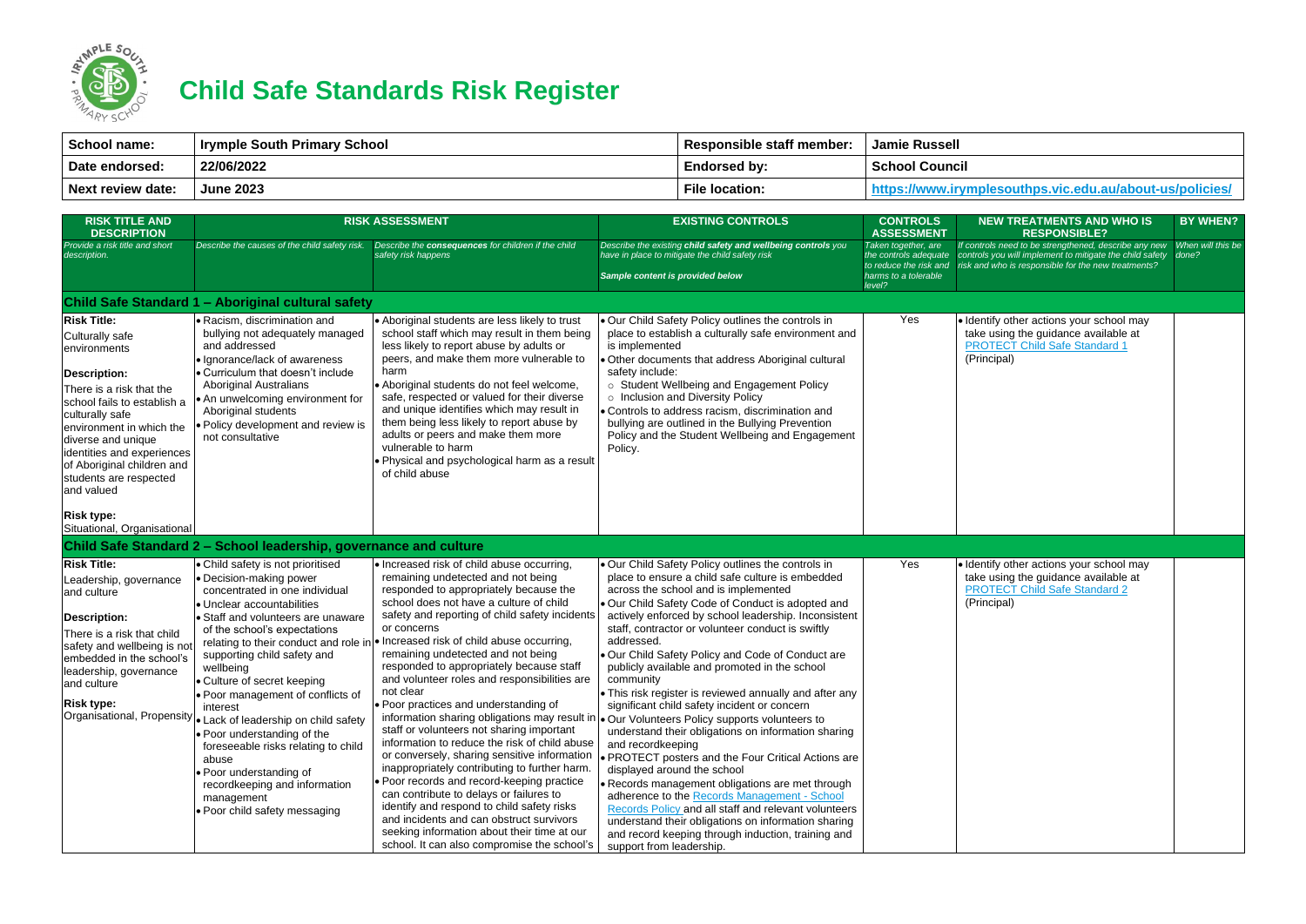# Child Safe Standards Risk Register

| School name: | Irymple South Primary School | Responsible staff member: | Jamie Russell |
|---|---|---|---|
| Date endorsed: | 22/06/2022 | Endorsed by: | School Council |
| Next review date: | June 2023 | File location: | https://www.irymplesouthps.vic.edu.au/about-us/policies/ |

| RISK TITLE AND DESCRIPTION | RISK ASSESSMENT | | EXISTING CONTROLS | CONTROLS ASSESSMENT | NEW TREATMENTS AND WHO IS RESPONSIBLE? | BY WHEN? |
|---|---|---|---|---|---|---|
| *Provide a risk title and short description.* | *Describe the causes of the child safety risk.* | *Describe the **consequences** for children if the child safety risk happens* | *Describe the existing **child safety and wellbeing controls** you have in place to mitigate the child safety risk*<br><br>***Sample content is provided below*** | *Taken together, are the controls adequate to reduce the risk and harms to a tolerable level?* | *If controls need to be strengthened, describe any new controls you will implement to mitigate the child safety risk and who is responsible for the new treatments?* | *When will this be done?* |
| **Child Safe Standard 1 – Aboriginal cultural safety** | | | | | | |
| **Risk Title:**<br>Culturally safe environments<br><br>**Description:**<br>There is a risk that the school fails to establish a culturally safe environment in which the diverse and unique identities and experiences of Aboriginal children and students are respected and valued<br><br>**Risk type:**<br>Situational, Organisational | • Racism, discrimination and bullying not adequately managed and addressed<br>• Ignorance/lack of awareness<br>• Curriculum that doesn't include Aboriginal Australians<br>• An unwelcoming environment for Aboriginal students<br>• Policy development and review is not consultative | • Aboriginal students are less likely to trust school staff which may result in them being less likely to report abuse by adults or peers, and make them more vulnerable to harm<br>• Aboriginal students do not feel welcome, safe, respected or valued for their diverse and unique identifies which may result in them being less likely to report abuse by adults or peers and make them more vulnerable to harm<br>• Physical and psychological harm as a result of child abuse | • Our Child Safety Policy outlines the controls in place to establish a culturally safe environment and is implemented<br>• Other documents that address Aboriginal cultural safety include:<br>  ○ Student Wellbeing and Engagement Policy<br>  ○ Inclusion and Diversity Policy<br>• Controls to address racism, discrimination and bullying are outlined in the Bullying Prevention Policy and the Student Wellbeing and Engagement Policy. | Yes | • Identify other actions your school may take using the guidance available at PROTECT Child Safe Standard 1 (Principal) | |
| **Child Safe Standard 2 – School leadership, governance and culture** | | | | | | |
| **Risk Title:**<br>Leadership, governance and culture<br><br>**Description:**<br>There is a risk that child safety and wellbeing is not embedded in the school's leadership, governance and culture<br><br>**Risk type:**<br>Organisational, Propensity | • Child safety is not prioritised<br>• Decision-making power concentrated in one individual<br>• Unclear accountabilities<br>• Staff and volunteers are unaware of the school's expectations relating to their conduct and role in supporting child safety and wellbeing<br>• Culture of secret keeping<br>• Poor management of conflicts of interest<br>• Lack of leadership on child safety<br>• Poor understanding of the foreseeable risks relating to child abuse<br>• Poor understanding of recordkeeping and information management<br>• Poor child safety messaging | • Increased risk of child abuse occurring, remaining undetected and not being responded to appropriately because the school does not have a culture of child safety and reporting of child safety incidents or concerns<br>• Increased risk of child abuse occurring, remaining undetected and not being responded to appropriately because staff and volunteer roles and responsibilities are not clear<br>• Poor practices and understanding of information sharing obligations may result in staff or volunteers not sharing important information to reduce the risk of child abuse or conversely, sharing sensitive information inappropriately contributing to further harm.<br>• Poor records and record-keeping practice can contribute to delays or failures to identify and respond to child safety risks and incidents and can obstruct survivors seeking information about their time at our school. It can also compromise the school's | • Our Child Safety Policy outlines the controls in place to ensure a child safe culture is embedded across the school and is implemented<br>• Our Child Safety Code of Conduct is adopted and actively enforced by school leadership. Inconsistent staff, contractor or volunteer conduct is swiftly addressed.<br>• Our Child Safety Policy and Code of Conduct are publicly available and promoted in the school community<br>• This risk register is reviewed annually and after any significant child safety incident or concern<br>• Our Volunteers Policy supports volunteers to understand their obligations on information sharing and recordkeeping<br>• PROTECT posters and the Four Critical Actions are displayed around the school<br>• Records management obligations are met through adherence to the Records Management - School Records Policy and all staff and relevant volunteers understand their obligations on information sharing and record keeping through induction, training and support from leadership. | Yes | • Identify other actions your school may take using the guidance available at PROTECT Child Safe Standard 2 (Principal) | |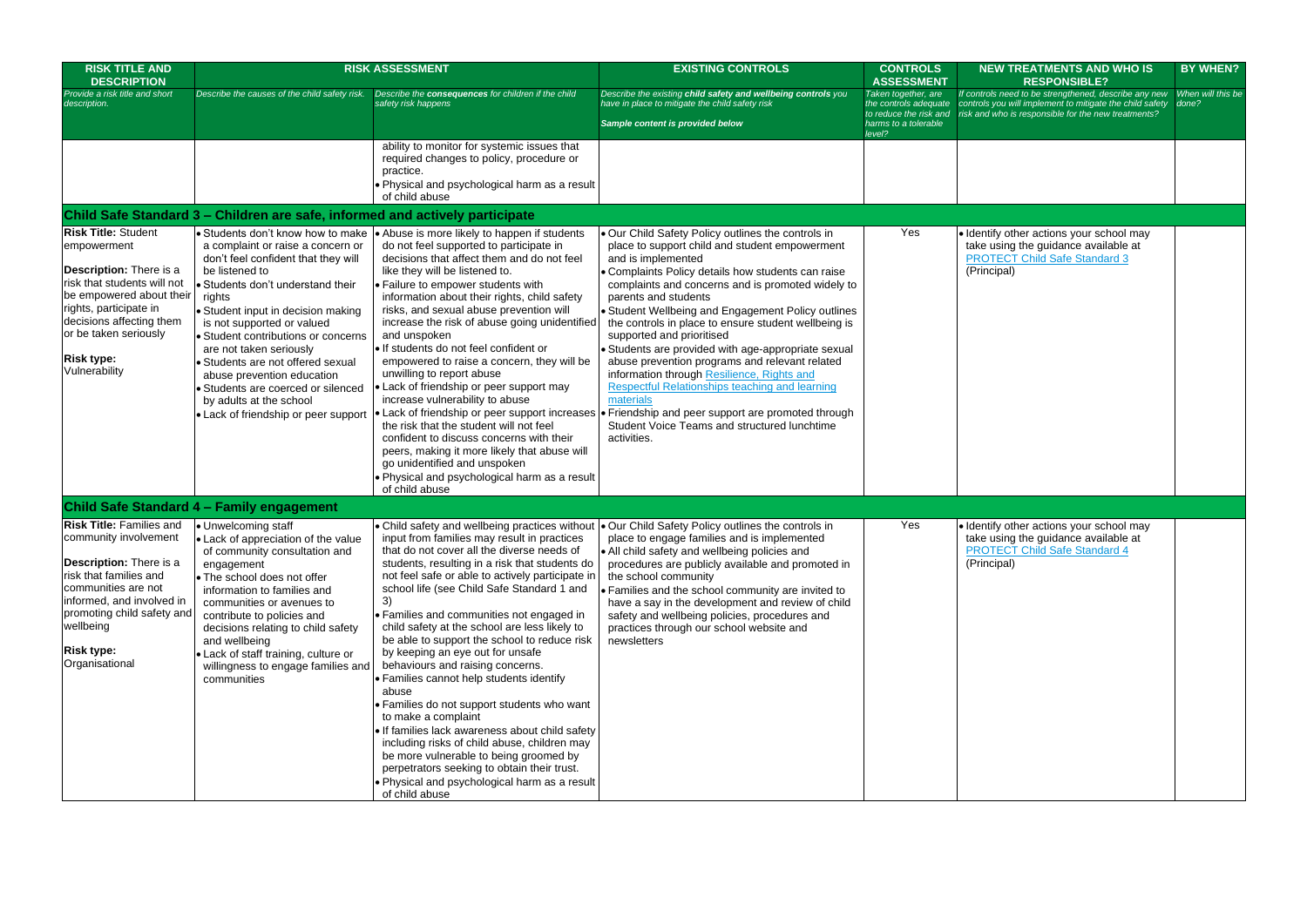| RISK TITLE AND DESCRIPTION | RISK ASSESSMENT | | EXISTING CONTROLS | CONTROLS ASSESSMENT | NEW TREATMENTS AND WHO IS RESPONSIBLE? | BY WHEN? |
|---|---|---|---|---|---|---|
| *Provide a risk title and short description.* | *Describe the causes of the child safety risk.* | *Describe the **consequences** for children if the child safety risk happens* | *Describe the existing **child safety and wellbeing controls** you have in place to mitigate the child safety risk*<br><br>***Sample content is provided below*** | *Taken together, are the controls adequate to reduce the risk and harms to a tolerable level?* | *If controls need to be strengthened, describe any new controls you will implement to mitigate the child safety risk and who is responsible for the new treatments?* | *When will this be done?* |
| | | ability to monitor for systemic issues that required changes to policy, procedure or practice.<br>• Physical and psychological harm as a result of child abuse | | | | |
| **Child Safe Standard 3 – Children are safe, informed and actively participate** | | | | | | |
| **Risk Title:** Student empowerment<br><br>**Description:** There is a risk that students will not be empowered about their rights, participate in decisions affecting them or be taken seriously<br><br>**Risk type:** Vulnerability | • Students don't know how to make a complaint or raise a concern or don't feel confident that they will be listened to<br>• Students don't understand their rights<br>• Student input in decision making is not supported or valued<br>• Student contributions or concerns are not taken seriously<br>• Students are not offered sexual abuse prevention education<br>• Students are coerced or silenced by adults at the school<br>• Lack of friendship or peer support | • Abuse is more likely to happen if students do not feel supported to participate in decisions that affect them and do not feel like they will be listened to.<br>• Failure to empower students with information about their rights, child safety risks, and sexual abuse prevention will increase the risk of abuse going unidentified and unspoken<br>• If students do not feel confident or empowered to raise a concern, they will be unwilling to report abuse<br>• Lack of friendship or peer support may increase vulnerability to abuse<br>• Lack of friendship or peer support increases the risk that the student will not feel confident to discuss concerns with their peers, making it more likely that abuse will go unidentified and unspoken<br>• Physical and psychological harm as a result of child abuse | • Our Child Safety Policy outlines the controls in place to support child and student empowerment and is implemented<br>• Complaints Policy details how students can raise complaints and concerns and is promoted widely to parents and students<br>• Student Wellbeing and Engagement Policy outlines the controls in place to ensure student wellbeing is supported and prioritised<br>• Students are provided with age-appropriate sexual abuse prevention programs and relevant related information through Resilience, Rights and Respectful Relationships teaching and learning materials<br>• Friendship and peer support are promoted through Student Voice Teams and structured lunchtime activities. | Yes | • Identify other actions your school may take using the guidance available at PROTECT Child Safe Standard 3 (Principal) | |
| **Child Safe Standard 4 – Family engagement** | | | | | | |
| **Risk Title:** Families and community involvement<br><br>**Description:** There is a risk that families and communities are not informed, and involved in promoting child safety and wellbeing<br><br>**Risk type:** Organisational | • Unwelcoming staff<br>• Lack of appreciation of the value of community consultation and engagement<br>• The school does not offer information to families and communities or avenues to contribute to policies and decisions relating to child safety and wellbeing<br>• Lack of staff training, culture or willingness to engage families and communities | • Child safety and wellbeing practices without input from families may result in practices that do not cover all the diverse needs of students, resulting in a risk that students do not feel safe or able to actively participate in school life (see Child Safe Standard 1 and 3)<br>• Families and communities not engaged in child safety at the school are less likely to be able to support the school to reduce risk by keeping an eye out for unsafe behaviours and raising concerns.<br>• Families cannot help students identify abuse<br>• Families do not support students who want to make a complaint<br>• If families lack awareness about child safety including risks of child abuse, children may be more vulnerable to being groomed by perpetrators seeking to obtain their trust.<br>• Physical and psychological harm as a result of child abuse | • Our Child Safety Policy outlines the controls in place to engage families and is implemented<br>• All child safety and wellbeing policies and procedures are publicly available and promoted in the school community<br>• Families and the school community are invited to have a say in the development and review of child safety and wellbeing policies, procedures and practices through our school website and newsletters | Yes | • Identify other actions your school may take using the guidance available at PROTECT Child Safe Standard 4 (Principal) | |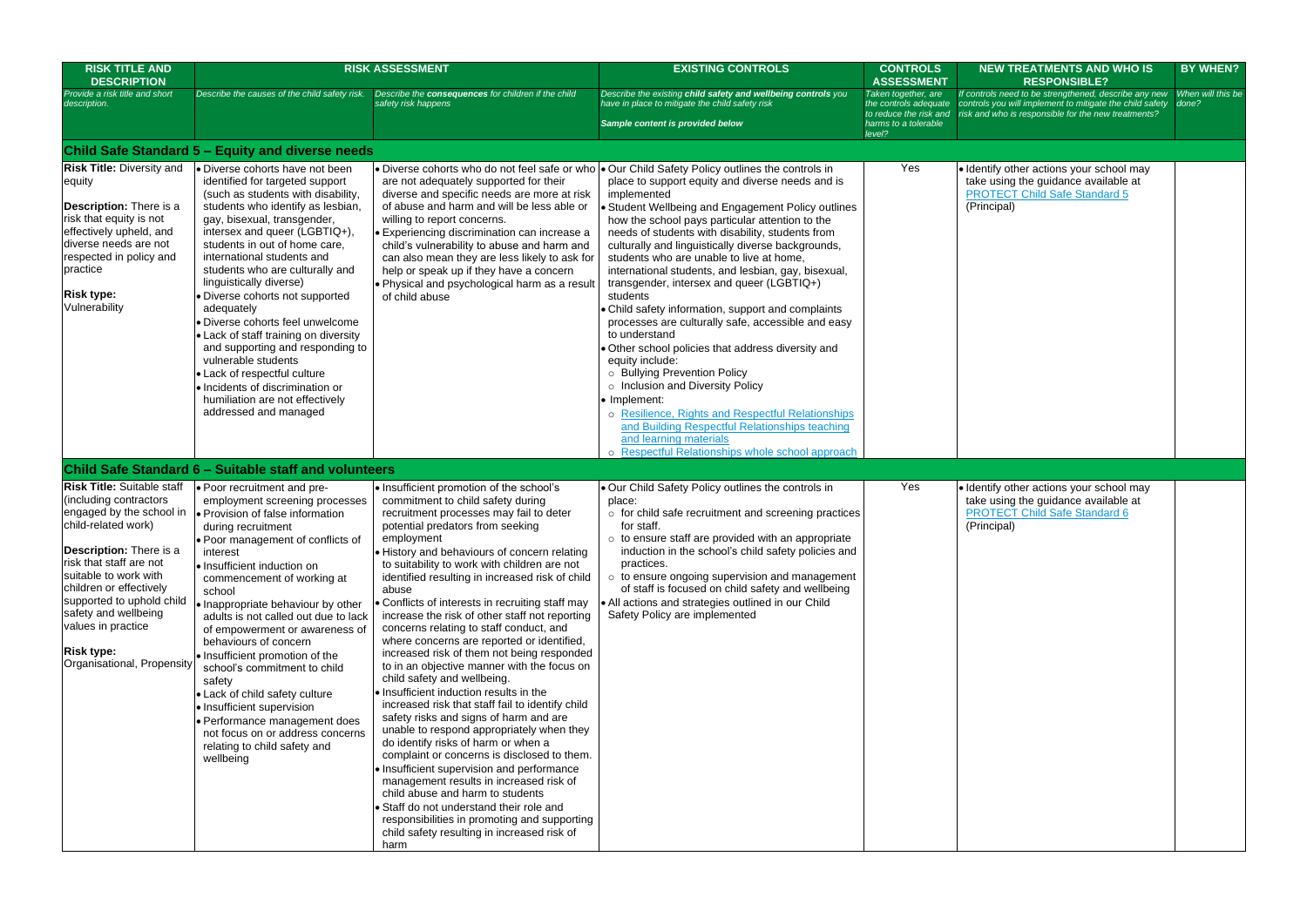| RISK TITLE AND DESCRIPTION | RISK ASSESSMENT | | EXISTING CONTROLS | CONTROLS ASSESSMENT | NEW TREATMENTS AND WHO IS RESPONSIBLE? | BY WHEN? |
|---|---|---|---|---|---|---|
| *Provide a risk title and short description.* | *Describe the causes of the child safety risk.* | *Describe the **consequences** for children if the child safety risk happens* | *Describe the existing **child safety and wellbeing controls** you have in place to mitigate the child safety risk*<br><br>***Sample content is provided below*** | *Taken together, are the controls adequate to reduce the risk and harms to a tolerable level?* | *If controls need to be strengthened, describe any new controls you will implement to mitigate the child safety risk and who is responsible for the new treatments?* | *When will this be done?* |
| **Child Safe Standard 5 – Equity and diverse needs** | | | | | | |
| **Risk Title:** Diversity and equity<br><br>**Description:** There is a risk that equity is not effectively upheld, and diverse needs are not respected in policy and practice<br><br>**Risk type:** Vulnerability | • Diverse cohorts have not been identified for targeted support (such as students with disability, students who identify as lesbian, gay, bisexual, transgender, intersex and queer (LGBTIQ+), students in out of home care, international students and students who are culturally and linguistically diverse)<br>• Diverse cohorts not supported adequately<br>• Diverse cohorts feel unwelcome<br>• Lack of staff training on diversity and supporting and responding to vulnerable students<br>• Lack of respectful culture<br>• Incidents of discrimination or humiliation are not effectively addressed and managed | • Diverse cohorts who do not feel safe or who are not adequately supported for their diverse and specific needs are more at risk of abuse and harm and will be less able or willing to report concerns.<br>• Experiencing discrimination can increase a child's vulnerability to abuse and harm and can also mean they are less likely to ask for help or speak up if they have a concern<br>• Physical and psychological harm as a result of child abuse | • Our Child Safety Policy outlines the controls in place to support equity and diverse needs and is implemented<br>• Student Wellbeing and Engagement Policy outlines how the school pays particular attention to the needs of students with disability, students from culturally and linguistically diverse backgrounds, students who are unable to live at home, international students, and lesbian, gay, bisexual, transgender, intersex and queer (LGBTIQ+) students<br>• Child safety information, support and complaints processes are culturally safe, accessible and easy to understand<br>• Other school policies that address diversity and equity include:<br>  ○ Bullying Prevention Policy<br>  ○ Inclusion and Diversity Policy<br>• Implement:<br>  ○ Resilience, Rights and Respectful Relationships and Building Respectful Relationships teaching and learning materials<br>  ○ Respectful Relationships whole school approach | Yes | • Identify other actions your school may take using the guidance available at PROTECT Child Safe Standard 5 (Principal) | |
| **Child Safe Standard 6 – Suitable staff and volunteers** | | | | | | |
| **Risk Title:** Suitable staff (including contractors engaged by the school in child-related work)<br><br>**Description:** There is a risk that staff are not suitable to work with children or effectively supported to uphold child safety and wellbeing values in practice<br><br>**Risk type:** Organisational, Propensity | • Poor recruitment and pre-employment screening processes<br>• Provision of false information during recruitment<br>• Poor management of conflicts of interest<br>• Insufficient induction on commencement of working at school<br>• Inappropriate behaviour by other adults is not called out due to lack of empowerment or awareness of behaviours of concern<br>• Insufficient promotion of the school's commitment to child safety<br>• Lack of child safety culture<br>• Insufficient supervision<br>• Performance management does not focus on or address concerns relating to child safety and wellbeing | • Insufficient promotion of the school's commitment to child safety during recruitment processes may fail to deter potential predators from seeking employment<br>• History and behaviours of concern relating to suitability to work with children are not identified resulting in increased risk of child abuse<br>• Conflicts of interests in recruiting staff may increase the risk of other staff not reporting concerns relating to staff conduct, and where concerns are reported or identified, increased risk of them not being responded to in an objective manner with the focus on child safety and wellbeing.<br>• Insufficient induction results in the increased risk that staff fail to identify child safety risks and signs of harm and are unable to respond appropriately when they do identify risks of harm or when a complaint or concerns is disclosed to them.<br>• Insufficient supervision and performance management results in increased risk of child abuse and harm to students<br>• Staff do not understand their role and responsibilities in promoting and supporting child safety resulting in increased risk of harm | • Our Child Safety Policy outlines the controls in place:<br>  ○ for child safe recruitment and screening practices for staff.<br>  ○ to ensure staff are provided with an appropriate induction in the school's child safety policies and practices.<br>  ○ to ensure ongoing supervision and management of staff is focused on child safety and wellbeing<br>• All actions and strategies outlined in our Child Safety Policy are implemented | Yes | • Identify other actions your school may take using the guidance available at PROTECT Child Safe Standard 6 (Principal) | |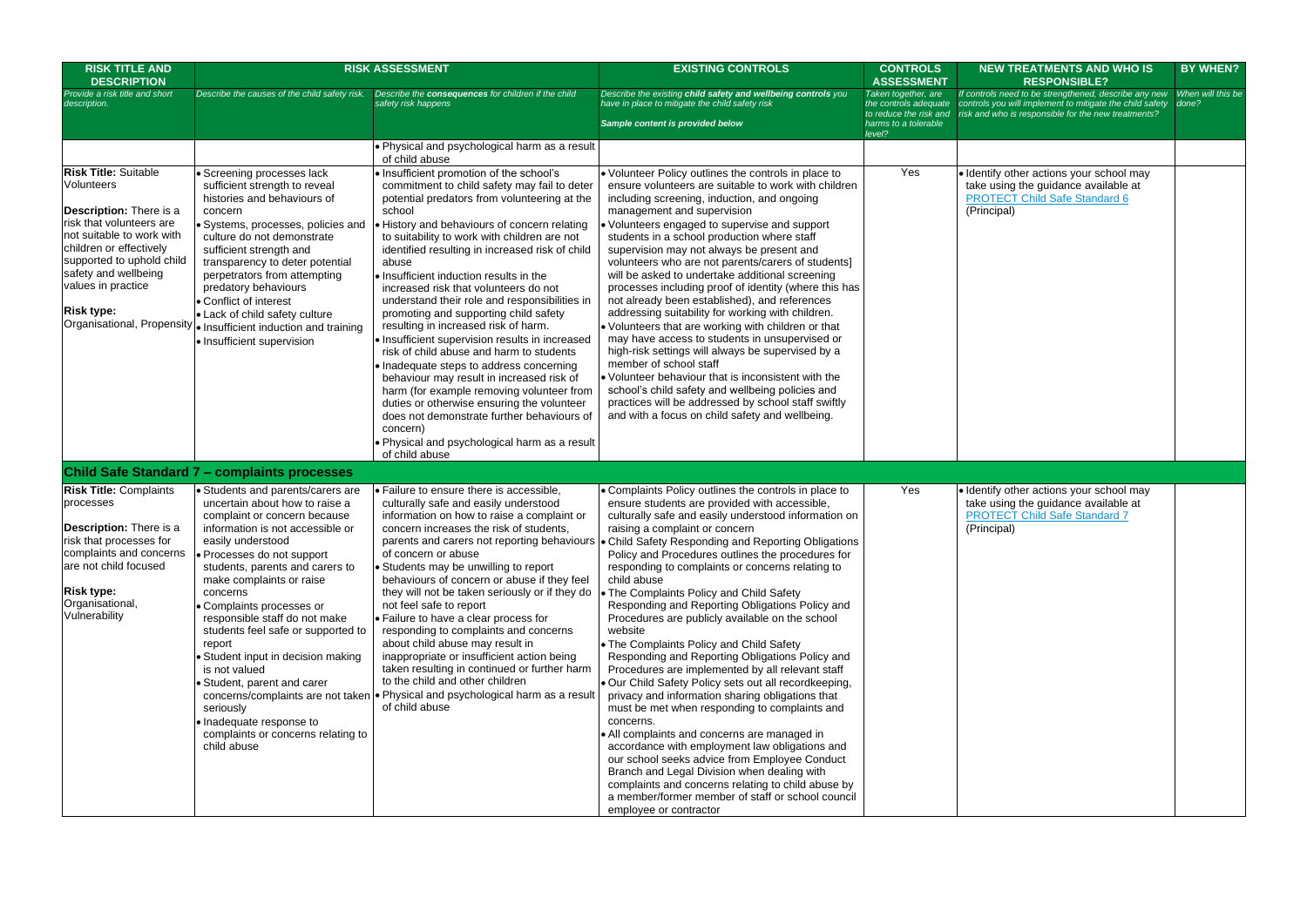| RISK TITLE AND DESCRIPTION | RISK ASSESSMENT | | EXISTING CONTROLS | CONTROLS ASSESSMENT | NEW TREATMENTS AND WHO IS RESPONSIBLE? | BY WHEN? |
|---|---|---|---|---|---|---|
| *Provide a risk title and short description.* | *Describe the causes of the child safety risk.* | *Describe the **consequences** for children if the child safety risk happens* | *Describe the existing **child safety and wellbeing controls** you have in place to mitigate the child safety risk*<br><br>***Sample content is provided below*** | *Taken together, are the controls adequate to reduce the risk and harms to a tolerable level?* | *If controls need to be strengthened, describe any new controls you will implement to mitigate the child safety risk and who is responsible for the new treatments?* | *When will this be done?* |
| | | • Physical and psychological harm as a result of child abuse | | | | |
| **Risk Title:** Suitable Volunteers<br><br>**Description:** There is a risk that volunteers are not suitable to work with children or effectively supported to uphold child safety and wellbeing values in practice<br><br>**Risk type:** Organisational, Propensity | • Screening processes lack sufficient strength to reveal histories and behaviours of concern<br>• Systems, processes, policies and culture do not demonstrate sufficient strength and transparency to deter potential perpetrators from attempting predatory behaviours<br>• Conflict of interest<br>• Lack of child safety culture<br>• Insufficient induction and training<br>• Insufficient supervision | • Insufficient promotion of the school's commitment to child safety may fail to deter potential predators from volunteering at the school<br>• History and behaviours of concern relating to suitability to work with children are not identified resulting in increased risk of child abuse<br>• Insufficient induction results in the increased risk that volunteers do not understand their role and responsibilities in promoting and supporting child safety resulting in increased risk of harm.<br>• Insufficient supervision results in increased risk of child abuse and harm to students<br>• Inadequate steps to address concerning behaviour may result in increased risk of harm (for example removing volunteer from duties or otherwise ensuring the volunteer does not demonstrate further behaviours of concern)<br>• Physical and psychological harm as a result of child abuse | • Volunteer Policy outlines the controls in place to ensure volunteers are suitable to work with children including screening, induction, and ongoing management and supervision<br>• Volunteers engaged to supervise and support students in a school production where staff supervision may not always be present and volunteers who are not parents/carers of students] will be asked to undertake additional screening processes including proof of identity (where this has not already been established), and references addressing suitability for working with children.<br>• Volunteers that are working with children or that may have access to students in unsupervised or high-risk settings will always be supervised by a member of school staff<br>• Volunteer behaviour that is inconsistent with the school's child safety and wellbeing policies and practices will be addressed by school staff swiftly and with a focus on child safety and wellbeing. | Yes | • Identify other actions your school may take using the guidance available at [PROTECT Child Safe Standard 6](#)<br>(Principal) | |
| **Child Safe Standard 7 – complaints processes** | | | | | | |
| **Risk Title:** Complaints processes<br><br>**Description:** There is a risk that processes for complaints and concerns are not child focused<br><br>**Risk type:** Organisational, Vulnerability | • Students and parents/carers are uncertain about how to raise a complaint or concern because information is not accessible or easily understood<br>• Processes do not support students, parents and carers to make complaints or raise concerns<br>• Complaints processes or responsible staff do not make students feel safe or supported to report<br>• Student input in decision making is not valued<br>• Student, parent and carer concerns/complaints are not taken seriously<br>• Inadequate response to complaints or concerns relating to child abuse | • Failure to ensure there is accessible, culturally safe and easily understood information on how to raise a complaint or concern increases the risk of students, parents and carers not reporting behaviours of concern or abuse<br>• Students may be unwilling to report behaviours of concern or abuse if they feel they will not be taken seriously or if they do not feel safe to report<br>• Failure to have a clear process for responding to complaints and concerns about child abuse may result in inappropriate or insufficient action being taken resulting in continued or further harm to the child and other children<br>• Physical and psychological harm as a result of child abuse | • Complaints Policy outlines the controls in place to ensure students are provided with accessible, culturally safe and easily understood information on raising a complaint or concern<br>• Child Safety Responding and Reporting Obligations Policy and Procedures outlines the procedures for responding to complaints or concerns relating to child abuse<br>• The Complaints Policy and Child Safety Responding and Reporting Obligations Policy and Procedures are publicly available on the school website<br>• The Complaints Policy and Child Safety Responding and Reporting Obligations Policy and Procedures are implemented by all relevant staff<br>• Our Child Safety Policy sets out all recordkeeping, privacy and information sharing obligations that must be met when responding to complaints and concerns.<br>• All complaints and concerns are managed in accordance with employment law obligations and our school seeks advice from Employee Conduct Branch and Legal Division when dealing with complaints and concerns relating to child abuse by a member/former member of staff or school council employee or contractor | Yes | • Identify other actions your school may take using the guidance available at [PROTECT Child Safe Standard 7](#)<br>(Principal) | |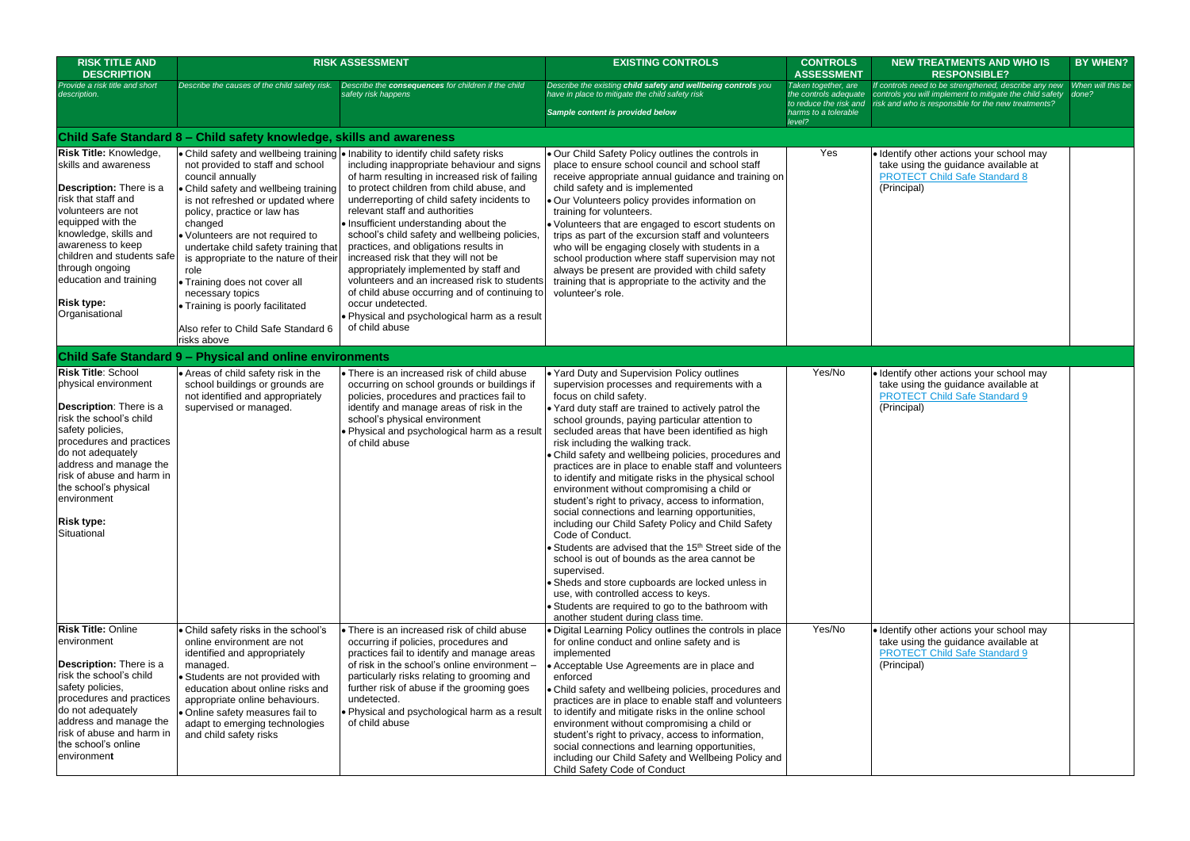| RISK TITLE AND DESCRIPTION | RISK ASSESSMENT | | EXISTING CONTROLS | CONTROLS ASSESSMENT | NEW TREATMENTS AND WHO IS RESPONSIBLE? | BY WHEN? |
|---|---|---|---|---|---|---|
| *Provide a risk title and short description.* | *Describe the causes of the child safety risk.* | *Describe the **consequences** for children if the child safety risk happens* | *Describe the existing **child safety and wellbeing controls** you have in place to mitigate the child safety risk*<br><br>*Sample content is provided below* | *Taken together, are the controls adequate to reduce the risk and harms to a tolerable level?* | *If controls need to be strengthened, describe any new controls you will implement to mitigate the child safety risk and who is responsible for the new treatments?* | *When will this be done?* |
| **Child Safe Standard 8 – Child safety knowledge, skills and awareness** | | | | | | |
| **Risk Title:** Knowledge, skills and awareness<br><br>**Description:** There is a risk that staff and volunteers are not equipped with the knowledge, skills and awareness to keep children and students safe through ongoing education and training<br><br>**Risk type:** Organisational | • Child safety and wellbeing training not provided to staff and school council annually<br>• Child safety and wellbeing training is not refreshed or updated where policy, practice or law has changed<br>• Volunteers are not required to undertake child safety training that is appropriate to the nature of their role<br>• Training does not cover all necessary topics<br>• Training is poorly facilitated<br><br>Also refer to Child Safe Standard 6 risks above | • Inability to identify child safety risks including inappropriate behaviour and signs of harm resulting in increased risk of failing to protect children from child abuse, and underreporting of child safety incidents to relevant staff and authorities<br>• Insufficient understanding about the school's child safety and wellbeing policies, practices, and obligations results in increased risk that they will not be appropriately implemented by staff and volunteers and an increased risk to students of child abuse occurring and of continuing to occur undetected.<br>• Physical and psychological harm as a result of child abuse | • Our Child Safety Policy outlines the controls in place to ensure school council and school staff receive appropriate annual guidance and training on child safety and is implemented<br>• Our Volunteers policy provides information on training for volunteers.<br>• Volunteers that are engaged to escort students on trips as part of the excursion staff and volunteers who will be engaging closely with students in a school production where staff supervision may not always be present are provided with child safety training that is appropriate to the activity and the volunteer's role. | Yes | • Identify other actions your school may take using the guidance available at [PROTECT Child Safe Standard 8](#)<br>(Principal) | |
| **Child Safe Standard 9 – Physical and online environments** | | | | | | |
| **Risk Title**: School physical environment<br><br>**Description**: There is a risk the school's child safety policies, procedures and practices do not adequately address and manage the risk of abuse and harm in the school's physical environment<br><br>**Risk type:** Situational | • Areas of child safety risk in the school buildings or grounds are not identified and appropriately supervised or managed. | • There is an increased risk of child abuse occurring on school grounds or buildings if policies, procedures and practices fail to identify and manage areas of risk in the school's physical environment<br>• Physical and psychological harm as a result of child abuse | • Yard Duty and Supervision Policy outlines supervision processes and requirements with a focus on child safety.<br>• Yard duty staff are trained to actively patrol the school grounds, paying particular attention to secluded areas that have been identified as high risk including the walking track.<br>• Child safety and wellbeing policies, procedures and practices are in place to enable staff and volunteers to identify and mitigate risks in the physical school environment without compromising a child or student's right to privacy, access to information, social connections and learning opportunities, including our Child Safety Policy and Child Safety Code of Conduct.<br>• Students are advised that the 15th Street side of the school is out of bounds as the area cannot be supervised.<br>• Sheds and store cupboards are locked unless in use, with controlled access to keys.<br>• Students are required to go to the bathroom with another student during class time. | Yes/No | • Identify other actions your school may take using the guidance available at [PROTECT Child Safe Standard 9](#)<br>(Principal) | |
| **Risk Title:** Online environment<br><br>**Description:** There is a risk the school's child safety policies, procedures and practices do not adequately address and manage the risk of abuse and harm in the school's online environment | • Child safety risks in the school's online environment are not identified and appropriately managed.<br>• Students are not provided with education about online risks and appropriate online behaviours.<br>• Online safety measures fail to adapt to emerging technologies and child safety risks | • There is an increased risk of child abuse occurring if policies, procedures and practices fail to identify and manage areas of risk in the school's online environment – particularly risks relating to grooming and further risk of abuse if the grooming goes undetected.<br>• Physical and psychological harm as a result of child abuse | • Digital Learning Policy outlines the controls in place for online conduct and online safety and is implemented<br>• Acceptable Use Agreements are in place and enforced<br>• Child safety and wellbeing policies, procedures and practices are in place to enable staff and volunteers to identify and mitigate risks in the online school environment without compromising a child or student's right to privacy, access to information, social connections and learning opportunities, including our Child Safety and Wellbeing Policy and Child Safety Code of Conduct | Yes/No | • Identify other actions your school may take using the guidance available at [PROTECT Child Safe Standard 9](#)<br>(Principal) | |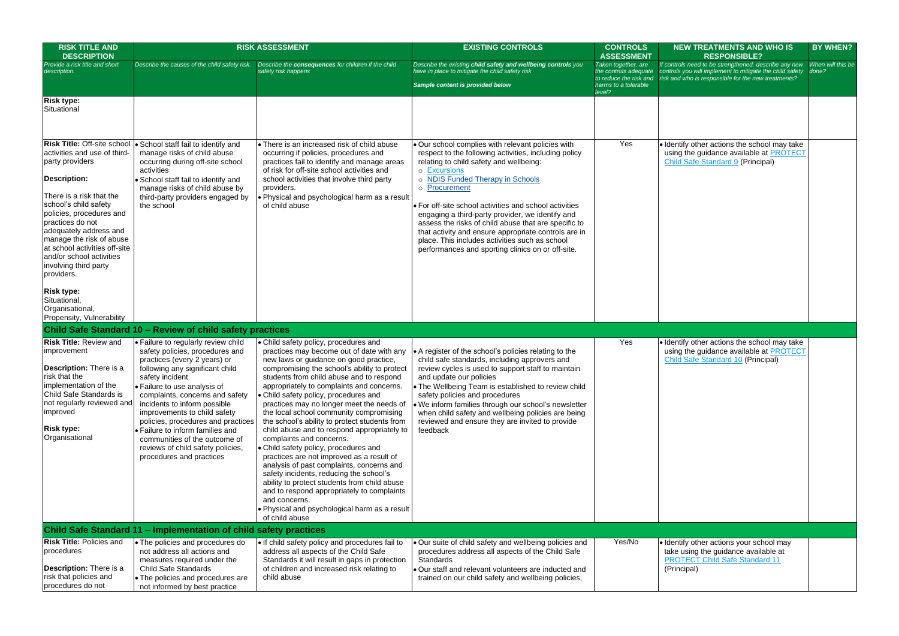| RISK TITLE AND DESCRIPTION | RISK ASSESSMENT | | EXISTING CONTROLS | CONTROLS ASSESSMENT | NEW TREATMENTS AND WHO IS RESPONSIBLE? | BY WHEN? |
|---|---|---|---|---|---|---|
| *Provide a risk title and short description.* | *Describe the causes of the child safety risk.* | *Describe the **consequences** for children if the child safety risk happens* | *Describe the existing **child safety and wellbeing controls** you have in place to mitigate the child safety risk*<br><br>***Sample content is provided below*** | *Taken together, are the controls adequate to reduce the risk and harms to a tolerable level?* | *If controls need to be strengthened, describe any new controls you will implement to mitigate the child safety risk and who is responsible for the new treatments?* | *When will this be done?* |
| **Risk type:**<br>Situational | | | | | | |
| **Risk Title:** Off-site school activities and use of third-party providers<br><br>**Description:**<br><br>There is a risk that the school's child safety policies, procedures and practices do not adequately address and manage the risk of abuse at school activities off-site and/or school activities involving third party providers.<br><br>**Risk type:**<br>Situational, Organisational, Propensity, Vulnerability | • School staff fail to identify and manage risks of child abuse occurring during off-site school activities<br>• School staff fail to identify and manage risks of child abuse by third-party providers engaged by the school | • There is an increased risk of child abuse occurring if policies, procedures and practices fail to identify and manage areas of risk for off-site school activities and school activities that involve third party providers.<br>• Physical and psychological harm as a result of child abuse | • Our school complies with relevant policies with respect to the following activities, including policy relating to child safety and wellbeing:<br>○ Excursions<br>○ NDIS Funded Therapy in Schools<br>○ Procurement<br><br>• For off-site school activities and school activities engaging a third-party provider, we identify and assess the risks of child abuse that are specific to that activity and ensure appropriate controls are in place. This includes activities such as school performances and sporting clinics on or off-site. | Yes | • Identify other actions the school may take using the guidance available at PROTECT Child Safe Standard 9 (Principal) | |
| **Child Safe Standard 10 – Review of child safety practices** | | | | | | |
| **Risk Title:** Review and improvement<br><br>**Description:** There is a risk that the implementation of the Child Safe Standards is not regularly reviewed and improved<br><br>**Risk type:**<br>Organisational | • Failure to regularly review child safety policies, procedures and practices (every 2 years) or following any significant child safety incident<br>• Failure to use analysis of complaints, concerns and safety incidents to inform possible improvements to child safety policies, procedures and practices<br>• Failure to inform families and communities of the outcome of reviews of child safety policies, procedures and practices | • Child safety policy, procedures and practices may become out of date with any new laws or guidance on good practice, compromising the school's ability to protect students from child abuse and to respond appropriately to complaints and concerns.<br>• Child safety policy, procedures and practices may no longer meet the needs of the local school community compromising the school's ability to protect students from child abuse and to respond appropriately to complaints and concerns.<br>• Child safety policy, procedures and practices are not improved as a result of analysis of past complaints, concerns and safety incidents, reducing the school's ability to protect students from child abuse and to respond appropriately to complaints and concerns.<br>• Physical and psychological harm as a result of child abuse | • A register of the school's policies relating to the child safe standards, including approvers and review cycles is used to support staff to maintain and update our policies<br>• The Wellbeing Team is established to review child safety policies and procedures<br>• We inform families through our school's newsletter when child safety and wellbeing policies are being reviewed and ensure they are invited to provide feedback | Yes | • Identify other actions the school may take using the guidance available at PROTECT Child Safe Standard 10 (Principal) | |
| **Child Safe Standard 11 – Implementation of child safety practices** | | | | | | |
| **Risk Title:** Policies and procedures<br><br>**Description:** There is a risk that policies and procedures do not | • The policies and procedures do not address all actions and measures required under the Child Safe Standards<br>• The policies and procedures are not informed by best practice | • If child safety policy and procedures fail to address all aspects of the Child Safe Standards it will result in gaps in protection of children and increased risk relating to child abuse | • Our suite of child safety and wellbeing policies and procedures address all aspects of the Child Safe Standards<br>• Our staff and relevant volunteers are inducted and trained on our child safety and wellbeing policies, | Yes/No | • Identify other actions your school may take using the guidance available at PROTECT Child Safe Standard 11 (Principal) | |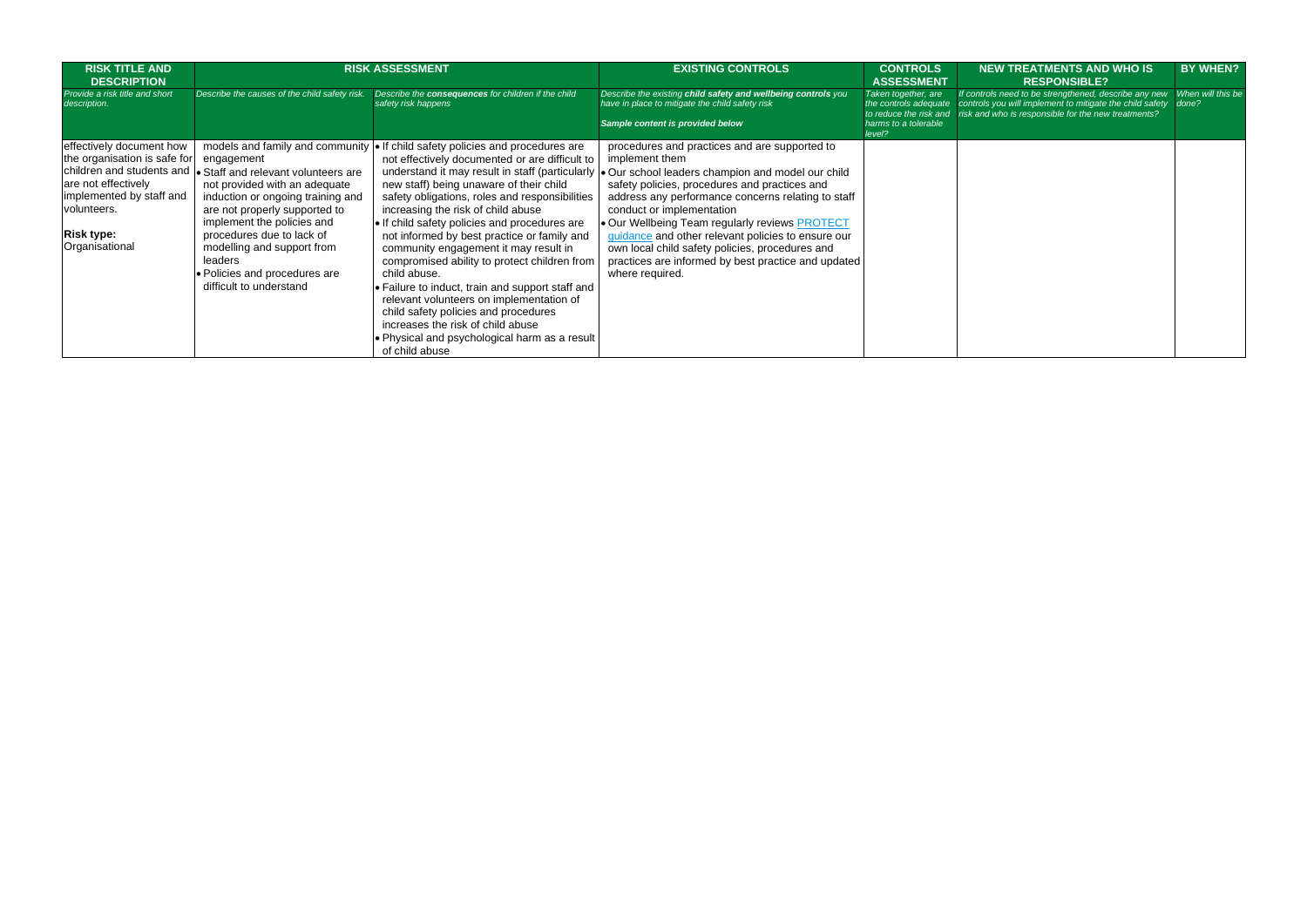| RISK TITLE AND DESCRIPTION | RISK ASSESSMENT | | EXISTING CONTROLS | CONTROLS ASSESSMENT | NEW TREATMENTS AND WHO IS RESPONSIBLE? | BY WHEN? |
|---|---|---|---|---|---|---|
| *Provide a risk title and short description.* | *Describe the causes of the child safety risk.* | *Describe the **consequences** for children if the child safety risk happens* | *Describe the existing **child safety and wellbeing controls** you have in place to mitigate the child safety risk*<br><br>***Sample content is provided below*** | *Taken together, are the controls adequate to reduce the risk and harms to a tolerable level?* | *If controls need to be strengthened, describe any new controls you will implement to mitigate the child safety risk and who is responsible for the new treatments?* | *When will this be done?* |
| effectively document how the organisation is safe for children and students and are not effectively implemented by staff and volunteers.<br><br>**Risk type:**<br>Organisational | models and family and community engagement<br>• Staff and relevant volunteers are not provided with an adequate induction or ongoing training and are not properly supported to implement the policies and procedures due to lack of modelling and support from leaders<br>• Policies and procedures are difficult to understand | • If child safety policies and procedures are not effectively documented or are difficult to understand it may result in staff (particularly new staff) being unaware of their child safety obligations, roles and responsibilities increasing the risk of child abuse<br>• If child safety policies and procedures are not informed by best practice or family and community engagement it may result in compromised ability to protect children from child abuse.<br>• Failure to induct, train and support staff and relevant volunteers on implementation of child safety policies and procedures increases the risk of child abuse<br>• Physical and psychological harm as a result of child abuse | procedures and practices and are supported to implement them<br>• Our school leaders champion and model our child safety policies, procedures and practices and address any performance concerns relating to staff conduct or implementation<br>• Our Wellbeing Team regularly reviews PROTECT guidance and other relevant policies to ensure our own local child safety policies, procedures and practices are informed by best practice and updated where required. | | | |